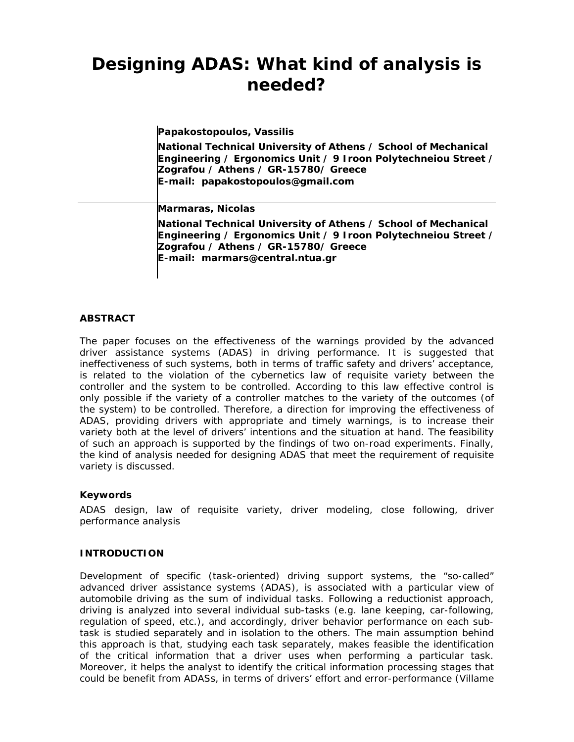# Designing ADAS: What kind of analysis is needed?

**Papakostopoulos, Vassilis**

**National Technical University of Athens / School of Mechanical Engineering / Ergonomics Unit / 9 Iroon Polytechneiou Street / Zografou / Athens / GR-15780/ Greece**
**E-mail: papakostopoulos@gmail.com**

**Marmaras, Nicolas**

**National Technical University of Athens / School of Mechanical Engineering / Ergonomics Unit / 9 Iroon Polytechneiou Street / Zografou / Athens / GR-15780/ Greece**
**E-mail: marmars@central.ntua.gr**

### ABSTRACT

The paper focuses on the effectiveness of the warnings provided by the advanced driver assistance systems (ADAS) in driving performance. It is suggested that ineffectiveness of such systems, both in terms of traffic safety and drivers' acceptance, is related to the violation of the cybernetics law of requisite variety between the controller and the system to be controlled. According to this law effective control is only possible if the variety of a controller matches to the variety of the outcomes (of the system) to be controlled. Therefore, a direction for improving the effectiveness of ADAS, providing drivers with appropriate and timely warnings, is to increase their variety both at the level of drivers' intentions and the situation at hand. The feasibility of such an approach is supported by the findings of two on-road experiments. Finally, the kind of analysis needed for designing ADAS that meet the requirement of requisite variety is discussed.

#### Keywords

ADAS design, law of requisite variety, driver modeling, close following, driver performance analysis

### INTRODUCTION

Development of specific (task-oriented) driving support systems, the "so-called" advanced driver assistance systems (ADAS), is associated with a particular view of automobile driving as the sum of individual tasks. Following a reductionist approach, driving is analyzed into several individual sub-tasks (e.g. lane keeping, car-following, regulation of speed, etc.), and accordingly, driver behavior performance on each sub-task is studied separately and in isolation to the others. The main assumption behind this approach is that, studying each task separately, makes feasible the identification of the critical information that a driver uses when performing a particular task. Moreover, it helps the analyst to identify the critical information processing stages that could be benefit from ADASs, in terms of drivers' effort and error-performance (Villame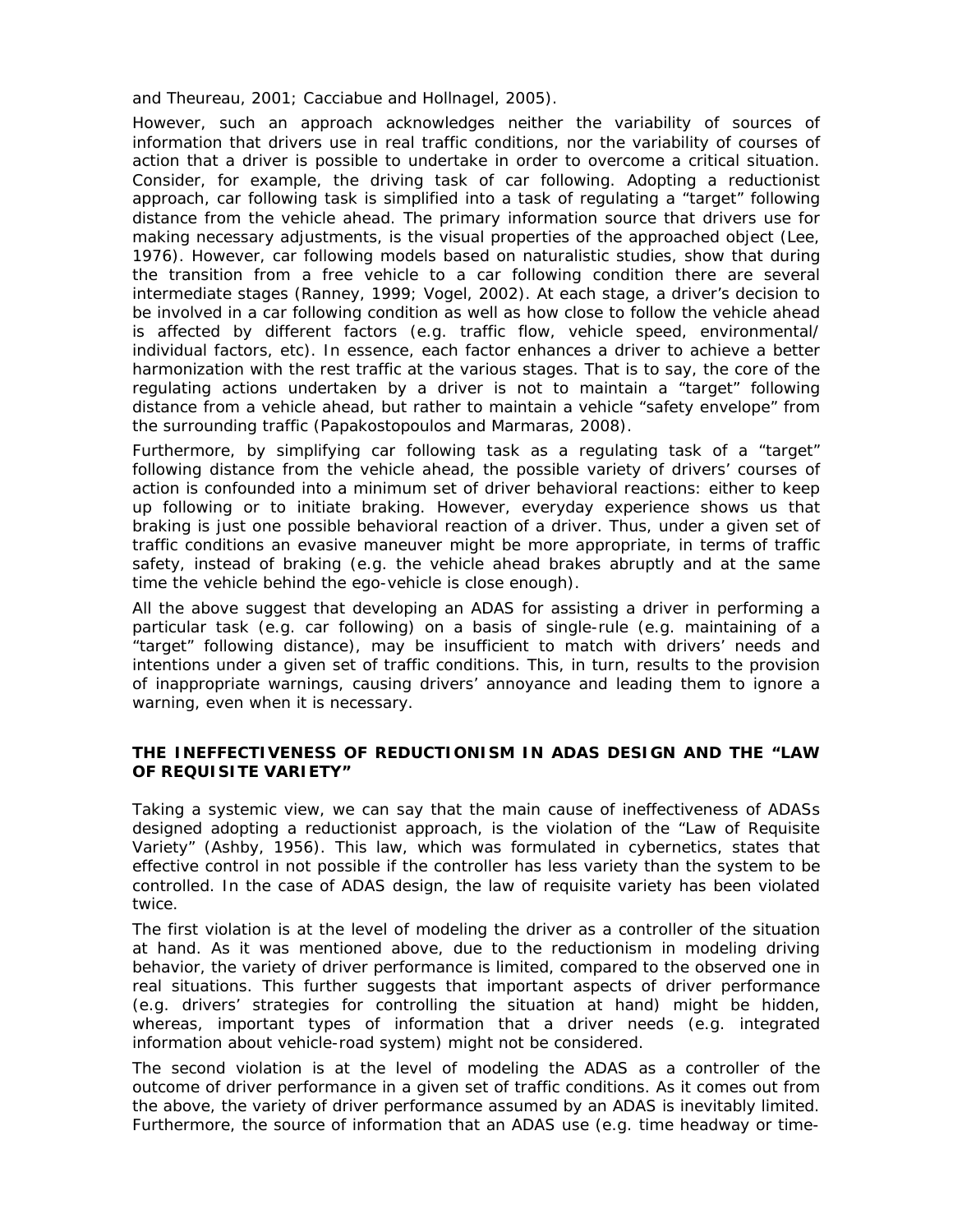and Theureau, 2001; Cacciabue and Hollnagel, 2005).

However, such an approach acknowledges neither the variability of sources of information that drivers use in real traffic conditions, nor the variability of courses of action that a driver is possible to undertake in order to overcome a critical situation. Consider, for example, the driving task of car following. Adopting a reductionist approach, car following task is simplified into a task of regulating a "target" following distance from the vehicle ahead. The primary information source that drivers use for making necessary adjustments, is the visual properties of the approached object (Lee, 1976). However, car following models based on naturalistic studies, show that during the transition from a free vehicle to a car following condition there are several intermediate stages (Ranney, 1999; Vogel, 2002). At each stage, a driver's decision to be involved in a car following condition as well as how close to follow the vehicle ahead is affected by different factors (e.g. traffic flow, vehicle speed, environmental/ individual factors, etc). In essence, each factor enhances a driver to achieve a better harmonization with the rest traffic at the various stages. That is to say, the core of the regulating actions undertaken by a driver is not to maintain a "target" following distance from a vehicle ahead, but rather to maintain a vehicle "safety envelope" from the surrounding traffic (Papakostopoulos and Marmaras, 2008).

Furthermore, by simplifying car following task as a regulating task of a "target" following distance from the vehicle ahead, the possible variety of drivers' courses of action is confounded into a minimum set of driver behavioral reactions: either to keep up following or to initiate braking. However, everyday experience shows us that braking is just one possible behavioral reaction of a driver. Thus, under a given set of traffic conditions an evasive maneuver might be more appropriate, in terms of traffic safety, instead of braking (e.g. the vehicle ahead brakes abruptly and at the same time the vehicle behind the ego-vehicle is close enough).

All the above suggest that developing an ADAS for assisting a driver in performing a particular task (e.g. car following) on a basis of single-rule (e.g. maintaining of a "target" following distance), may be insufficient to match with drivers' needs and intentions under a given set of traffic conditions. This, in turn, results to the provision of inappropriate warnings, causing drivers' annoyance and leading them to ignore a warning, even when it is necessary.

## THE INEFFECTIVENESS OF REDUCTIONISM IN ADAS DESIGN AND THE "LAW OF REQUISITE VARIETY"

Taking a systemic view, we can say that the main cause of ineffectiveness of ADASs designed adopting a reductionist approach, is the violation of the "Law of Requisite Variety" (Ashby, 1956). This law, which was formulated in cybernetics, states that effective control in not possible if the controller has less variety than the system to be controlled. In the case of ADAS design, the law of requisite variety has been violated twice.

The first violation is at the level of modeling the driver as a controller of the situation at hand. As it was mentioned above, due to the reductionism in modeling driving behavior, the variety of driver performance is limited, compared to the observed one in real situations. This further suggests that important aspects of driver performance (e.g. drivers' strategies for controlling the situation at hand) might be hidden, whereas, important types of information that a driver needs (e.g. integrated information about vehicle-road system) might not be considered.

The second violation is at the level of modeling the ADAS as a controller of the outcome of driver performance in a given set of traffic conditions. As it comes out from the above, the variety of driver performance assumed by an ADAS is inevitably limited. Furthermore, the source of information that an ADAS use (e.g. time headway or time-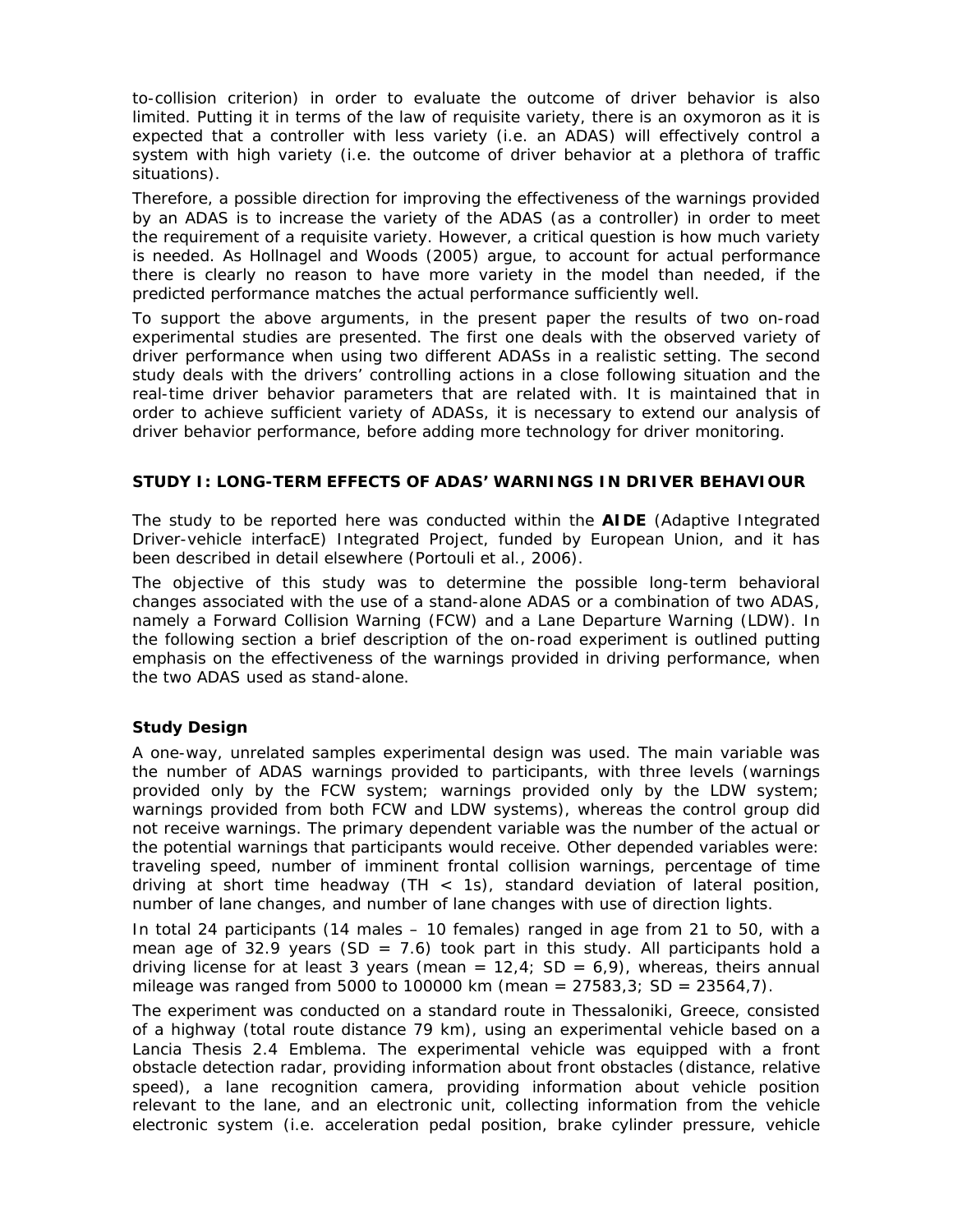to-collision criterion) in order to evaluate the outcome of driver behavior is also limited. Putting it in terms of the law of requisite variety, there is an oxymoron as it is expected that a controller with less variety (i.e. an ADAS) will effectively control a system with high variety (i.e. the outcome of driver behavior at a plethora of traffic situations).

Therefore, a possible direction for improving the effectiveness of the warnings provided by an ADAS is to increase the variety of the ADAS (as a controller) in order to meet the requirement of a requisite variety. However, a critical question is how much variety is needed. As Hollnagel and Woods (2005) argue, to account for actual performance there is clearly no reason to have more variety in the model than needed, if the predicted performance matches the actual performance sufficiently well.

To support the above arguments, in the present paper the results of two on-road experimental studies are presented. The first one deals with the observed variety of driver performance when using two different ADASs in a realistic setting. The second study deals with the drivers' controlling actions in a close following situation and the real-time driver behavior parameters that are related with. It is maintained that in order to achieve sufficient variety of ADASs, it is necessary to extend our analysis of driver behavior performance, before adding more technology for driver monitoring.

## STUDY I: LONG-TERM EFFECTS OF ADAS' WARNINGS IN DRIVER BEHAVIOUR

The study to be reported here was conducted within the **AIDE** (Adaptive Integrated Driver-vehicle interfacE) Integrated Project, funded by European Union, and it has been described in detail elsewhere (Portouli et al., 2006).

The objective of this study was to determine the possible long-term behavioral changes associated with the use of a stand-alone ADAS or a combination of two ADAS, namely a Forward Collision Warning (FCW) and a Lane Departure Warning (LDW). In the following section a brief description of the on-road experiment is outlined putting emphasis on the effectiveness of the warnings provided in driving performance, when the two ADAS used as stand-alone.

### Study Design

A one-way, unrelated samples experimental design was used. The main variable was the number of ADAS warnings provided to participants, with three levels (warnings provided only by the FCW system; warnings provided only by the LDW system; warnings provided from both FCW and LDW systems), whereas the control group did not receive warnings. The primary dependent variable was the number of the actual or the potential warnings that participants would receive. Other depended variables were: traveling speed, number of imminent frontal collision warnings, percentage of time driving at short time headway (TH < 1s), standard deviation of lateral position, number of lane changes, and number of lane changes with use of direction lights.

In total 24 participants (14 males – 10 females) ranged in age from 21 to 50, with a mean age of 32.9 years (SD = 7.6) took part in this study. All participants hold a driving license for at least 3 years (mean = 12,4; SD = 6,9), whereas, theirs annual mileage was ranged from 5000 to 100000 km (mean = 27583,3; SD = 23564,7).

The experiment was conducted on a standard route in Thessaloniki, Greece, consisted of a highway (total route distance 79 km), using an experimental vehicle based on a Lancia Thesis 2.4 Emblema. The experimental vehicle was equipped with a front obstacle detection radar, providing information about front obstacles (distance, relative speed), a lane recognition camera, providing information about vehicle position relevant to the lane, and an electronic unit, collecting information from the vehicle electronic system (i.e. acceleration pedal position, brake cylinder pressure, vehicle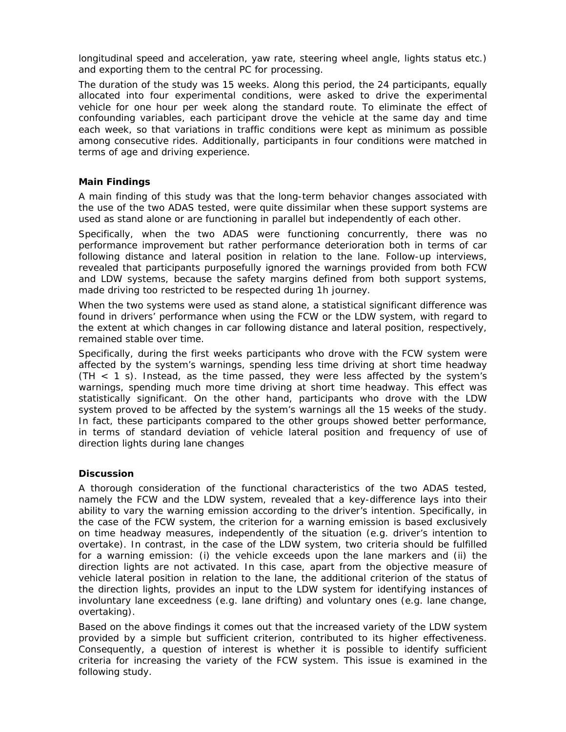longitudinal speed and acceleration, yaw rate, steering wheel angle, lights status etc.) and exporting them to the central PC for processing.

The duration of the study was 15 weeks. Along this period, the 24 participants, equally allocated into four experimental conditions, were asked to drive the experimental vehicle for one hour per week along the standard route. To eliminate the effect of confounding variables, each participant drove the vehicle at the same day and time each week, so that variations in traffic conditions were kept as minimum as possible among consecutive rides. Additionally, participants in four conditions were matched in terms of age and driving experience.

### Main Findings

A main finding of this study was that the long-term behavior changes associated with the use of the two ADAS tested, were quite dissimilar when these support systems are used as stand alone or are functioning in parallel but independently of each other.

Specifically, when the two ADAS were functioning concurrently, there was no performance improvement but rather performance deterioration both in terms of car following distance and lateral position in relation to the lane. Follow-up interviews, revealed that participants purposefully ignored the warnings provided from both FCW and LDW systems, because the safety margins defined from both support systems, made driving too restricted to be respected during 1h journey.

When the two systems were used as stand alone, a statistical significant difference was found in drivers' performance when using the FCW or the LDW system, with regard to the extent at which changes in car following distance and lateral position, respectively, remained stable over time.

Specifically, during the first weeks participants who drove with the FCW system were affected by the system's warnings, spending less time driving at short time headway (TH < 1 s). Instead, as the time passed, they were less affected by the system's warnings, spending much more time driving at short time headway. This effect was statistically significant. On the other hand, participants who drove with the LDW system proved to be affected by the system's warnings all the 15 weeks of the study. In fact, these participants compared to the other groups showed better performance, in terms of standard deviation of vehicle lateral position and frequency of use of direction lights during lane changes

### Discussion

A thorough consideration of the functional characteristics of the two ADAS tested, namely the FCW and the LDW system, revealed that a key-difference lays into their ability to vary the warning emission according to the driver's intention. Specifically, in the case of the FCW system, the criterion for a warning emission is based exclusively on time headway measures, independently of the situation (e.g. driver's intention to overtake). In contrast, in the case of the LDW system, two criteria should be fulfilled for a warning emission: (i) the vehicle exceeds upon the lane markers and (ii) the direction lights are not activated. In this case, apart from the objective measure of vehicle lateral position in relation to the lane, the additional criterion of the status of the direction lights, provides an input to the LDW system for identifying instances of involuntary lane exceedness (e.g. lane drifting) and voluntary ones (e.g. lane change, overtaking).

Based on the above findings it comes out that the increased variety of the LDW system provided by a simple but sufficient criterion, contributed to its higher effectiveness. Consequently, a question of interest is whether it is possible to identify sufficient criteria for increasing the variety of the FCW system. This issue is examined in the following study.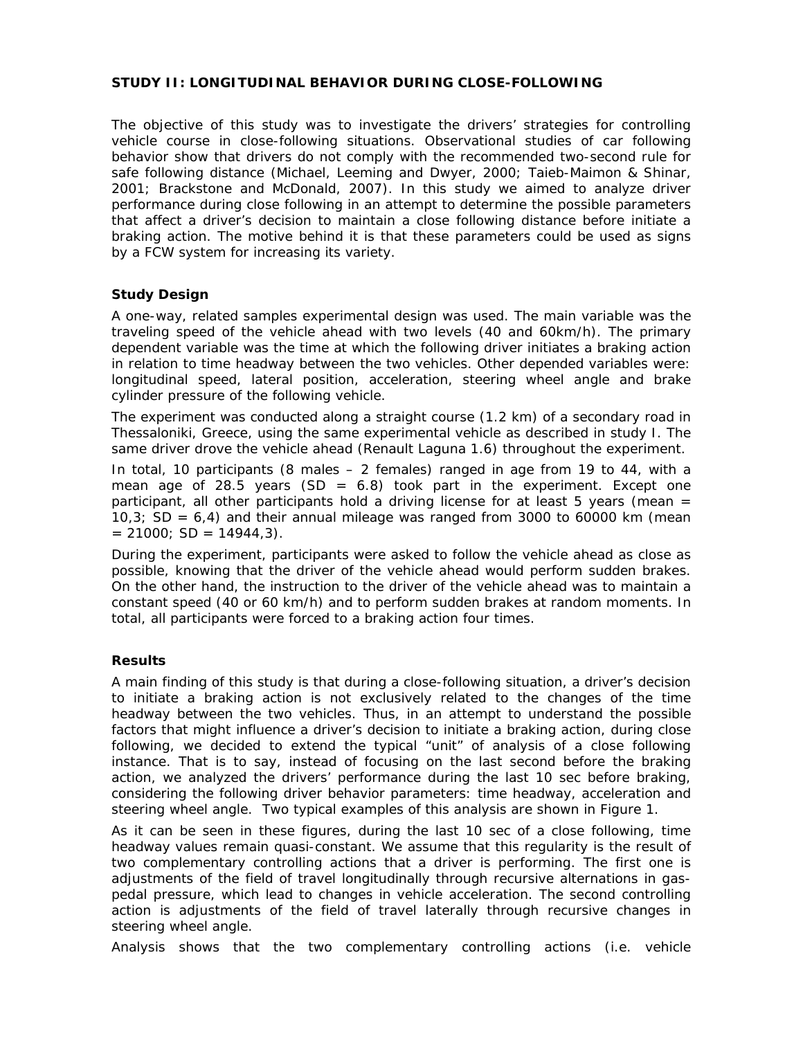## STUDY II: LONGITUDINAL BEHAVIOR DURING CLOSE-FOLLOWING

The objective of this study was to investigate the drivers' strategies for controlling vehicle course in close-following situations. Observational studies of car following behavior show that drivers do not comply with the recommended two-second rule for safe following distance (Michael, Leeming and Dwyer, 2000; Taieb-Maimon & Shinar, 2001; Brackstone and McDonald, 2007). In this study we aimed to analyze driver performance during close following in an attempt to determine the possible parameters that affect a driver's decision to maintain a close following distance before initiate a braking action. The motive behind it is that these parameters could be used as signs by a FCW system for increasing its variety.

### Study Design

A one-way, related samples experimental design was used. The main variable was the traveling speed of the vehicle ahead with two levels (40 and 60km/h). The primary dependent variable was the time at which the following driver initiates a braking action in relation to time headway between the two vehicles. Other depended variables were: longitudinal speed, lateral position, acceleration, steering wheel angle and brake cylinder pressure of the following vehicle.

The experiment was conducted along a straight course (1.2 km) of a secondary road in Thessaloniki, Greece, using the same experimental vehicle as described in study I. The same driver drove the vehicle ahead (Renault Laguna 1.6) throughout the experiment.

In total, 10 participants (8 males – 2 females) ranged in age from 19 to 44, with a mean age of 28.5 years (SD = 6.8) took part in the experiment. Except one participant, all other participants hold a driving license for at least 5 years (mean = 10,3; SD = 6,4) and their annual mileage was ranged from 3000 to 60000 km (mean = 21000; SD = 14944,3).

During the experiment, participants were asked to follow the vehicle ahead as close as possible, knowing that the driver of the vehicle ahead would perform sudden brakes. On the other hand, the instruction to the driver of the vehicle ahead was to maintain a constant speed (40 or 60 km/h) and to perform sudden brakes at random moments. In total, all participants were forced to a braking action four times.

### Results

A main finding of this study is that during a close-following situation, a driver's decision to initiate a braking action is not exclusively related to the changes of the time headway between the two vehicles. Thus, in an attempt to understand the possible factors that might influence a driver's decision to initiate a braking action, during close following, we decided to extend the typical "unit" of analysis of a close following instance. That is to say, instead of focusing on the last second before the braking action, we analyzed the drivers' performance during the last 10 sec before braking, considering the following driver behavior parameters: time headway, acceleration and steering wheel angle. Two typical examples of this analysis are shown in Figure 1.

As it can be seen in these figures, during the last 10 sec of a close following, time headway values remain quasi-constant. We assume that this regularity is the result of two complementary controlling actions that a driver is performing. The first one is adjustments of the field of travel longitudinally through recursive alternations in gas-pedal pressure, which lead to changes in vehicle acceleration. The second controlling action is adjustments of the field of travel laterally through recursive changes in steering wheel angle.

Analysis shows that the two complementary controlling actions (i.e. vehicle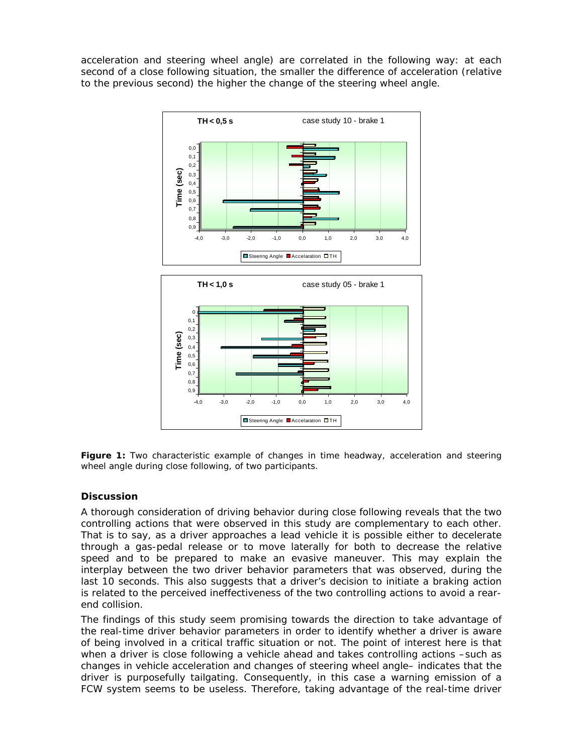acceleration and steering wheel angle) are correlated in the following way: at each second of a close following situation, the smaller the difference of acceleration (relative to the previous second) the higher the change of the steering wheel angle.

**Figure 1:** Two characteristic example of changes in time headway, acceleration and steering wheel angle during close following, of two participants.

## Discussion

A thorough consideration of driving behavior during close following reveals that the two controlling actions that were observed in this study are complementary to each other. That is to say, as a driver approaches a lead vehicle it is possible either to decelerate through a gas-pedal release or to move laterally for both to decrease the relative speed and to be prepared to make an evasive maneuver. This may explain the interplay between the two driver behavior parameters that was observed, during the last 10 seconds. This also suggests that a driver's decision to initiate a braking action is related to the perceived ineffectiveness of the two controlling actions to avoid a rear-end collision.

The findings of this study seem promising towards the direction to take advantage of the real-time driver behavior parameters in order to identify whether a driver is aware of being involved in a critical traffic situation or not. The point of interest here is that when a driver is close following a vehicle ahead and takes controlling actions –such as changes in vehicle acceleration and changes of steering wheel angle– indicates that the driver is purposefully tailgating. Consequently, in this case a warning emission of a FCW system seems to be useless. Therefore, taking advantage of the real-time driver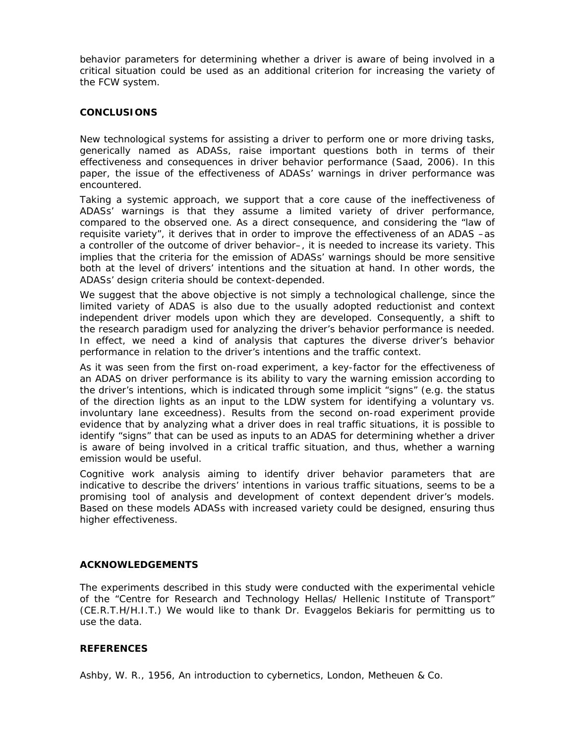behavior parameters for determining whether a driver is aware of being involved in a critical situation could be used as an additional criterion for increasing the variety of the FCW system.

## CONCLUSIONS

New technological systems for assisting a driver to perform one or more driving tasks, generically named as ADASs, raise important questions both in terms of their effectiveness and consequences in driver behavior performance (Saad, 2006). In this paper, the issue of the effectiveness of ADASs' warnings in driver performance was encountered.

Taking a systemic approach, we support that a core cause of the ineffectiveness of ADASs' warnings is that they assume a limited variety of driver performance, compared to the observed one. As a direct consequence, and considering the "law of requisite variety", it derives that in order to improve the effectiveness of an ADAS –as a controller of the outcome of driver behavior–, it is needed to increase its variety. This implies that the criteria for the emission of ADASs' warnings should be more sensitive both at the level of drivers' intentions and the situation at hand. In other words, the ADASs' design criteria should be context-depended.

We suggest that the above objective is not simply a technological challenge, since the limited variety of ADAS is also due to the usually adopted reductionist and context independent driver models upon which they are developed. Consequently, a shift to the research paradigm used for analyzing the driver's behavior performance is needed. In effect, we need a kind of analysis that captures the diverse driver's behavior performance in relation to the driver's intentions and the traffic context.

As it was seen from the first on-road experiment, a key-factor for the effectiveness of an ADAS on driver performance is its ability to vary the warning emission according to the driver's intentions, which is indicated through some implicit "signs" (e.g. the status of the direction lights as an input to the LDW system for identifying a voluntary vs. involuntary lane exceedness). Results from the second on-road experiment provide evidence that by analyzing what a driver does in real traffic situations, it is possible to identify "signs" that can be used as inputs to an ADAS for determining whether a driver is aware of being involved in a critical traffic situation, and thus, whether a warning emission would be useful.

Cognitive work analysis aiming to identify driver behavior parameters that are indicative to describe the drivers' intentions in various traffic situations, seems to be a promising tool of analysis and development of context dependent driver's models. Based on these models ADASs with increased variety could be designed, ensuring thus higher effectiveness.

## ACKNOWLEDGEMENTS

The experiments described in this study were conducted with the experimental vehicle of the "Centre for Research and Technology Hellas/ Hellenic Institute of Transport" (CE.R.T.H/H.I.T.) We would like to thank Dr. Evaggelos Bekiaris for permitting us to use the data.

## REFERENCES

Ashby, W. R., 1956, An introduction to cybernetics, London, Metheuen & Co.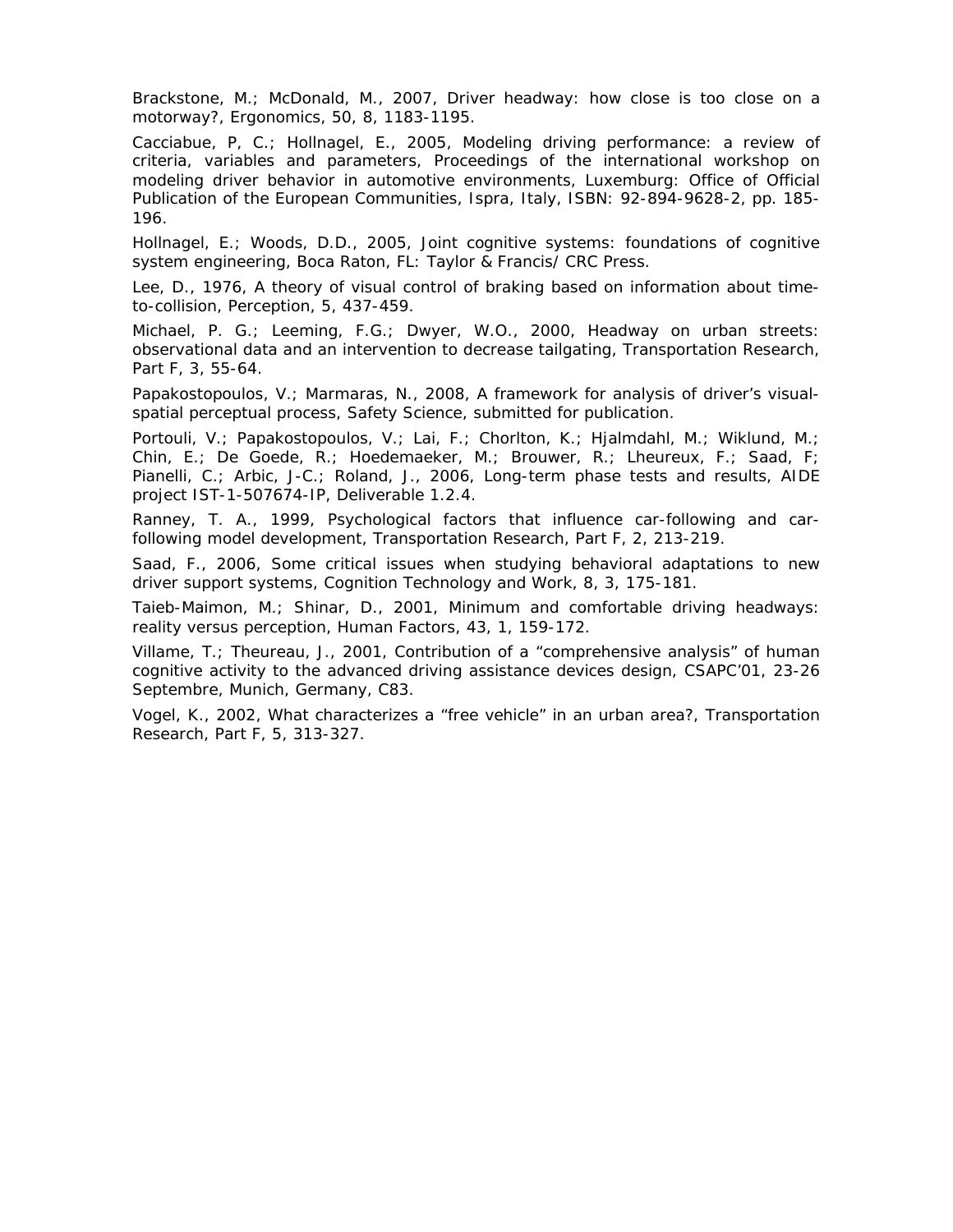Brackstone, M.; McDonald, M., 2007, Driver headway: how close is too close on a motorway?, Ergonomics, 50, 8, 1183-1195.

Cacciabue, P, C.; Hollnagel, E., 2005, Modeling driving performance: a review of criteria, variables and parameters, Proceedings of the international workshop on modeling driver behavior in automotive environments, Luxemburg: Office of Official Publication of the European Communities, Ispra, Italy, ISBN: 92-894-9628-2, pp. 185-196.

Hollnagel, E.; Woods, D.D., 2005, Joint cognitive systems: foundations of cognitive system engineering, Boca Raton, FL: Taylor & Francis/ CRC Press.

Lee, D., 1976, A theory of visual control of braking based on information about time-to-collision, Perception, 5, 437-459.

Michael, P. G.; Leeming, F.G.; Dwyer, W.O., 2000, Headway on urban streets: observational data and an intervention to decrease tailgating, Transportation Research, Part F, 3, 55-64.

Papakostopoulos, V.; Marmaras, N., 2008, A framework for analysis of driver's visual-spatial perceptual process, Safety Science, submitted for publication.

Portouli, V.; Papakostopoulos, V.; Lai, F.; Chorlton, K.; Hjalmdahl, M.; Wiklund, M.; Chin, E.; De Goede, R.; Hoedemaeker, M.; Brouwer, R.; Lheureux, F.; Saad, F; Pianelli, C.; Arbic, J-C.; Roland, J., 2006, Long-term phase tests and results, AIDE project IST-1-507674-IP, Deliverable 1.2.4.

Ranney, T. A., 1999, Psychological factors that influence car-following and car-following model development, Transportation Research, Part F, 2, 213-219.

Saad, F., 2006, Some critical issues when studying behavioral adaptations to new driver support systems, Cognition Technology and Work, 8, 3, 175-181.

Taieb-Maimon, M.; Shinar, D., 2001, Minimum and comfortable driving headways: reality versus perception, Human Factors, 43, 1, 159-172.

Villame, T.; Theureau, J., 2001, Contribution of a "comprehensive analysis" of human cognitive activity to the advanced driving assistance devices design, CSAPC'01, 23-26 Septembre, Munich, Germany, C83.

Vogel, K., 2002, What characterizes a "free vehicle" in an urban area?, Transportation Research, Part F, 5, 313-327.